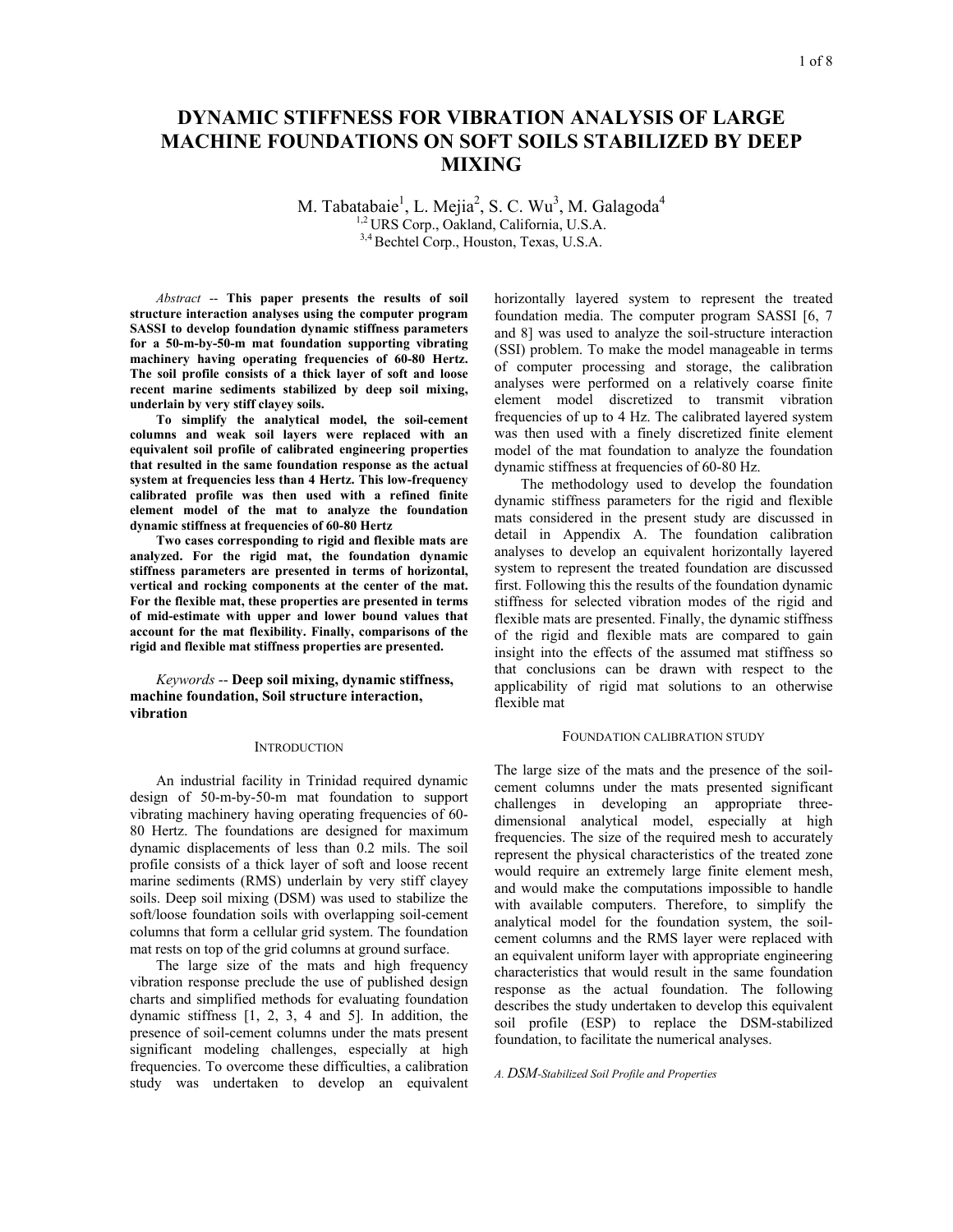# DYNAMIC STIFFNESS FOR VIBRATION ANALYSIS OF LARGE MACHINE FOUNDATIONS ON SOFT SOILS STABILIZED BY DEEP MIXING

M. Tabatabaie[1], L. Mejia[2], S. C. Wu[3], M. Galagoda[4]

[1,2] URS Corp., Oakland, California, U.S.A.

[3,4] Bechtel Corp., Houston, Texas, U.S.A.

*Abstract* -- **This paper presents the results of soil structure interaction analyses using the computer program SASSI to develop foundation dynamic stiffness parameters for a 50-m-by-50-m mat foundation supporting vibrating machinery having operating frequencies of 60-80 Hertz. The soil profile consists of a thick layer of soft and loose recent marine sediments stabilized by deep soil mixing, underlain by very stiff clayey soils.**

**To simplify the analytical model, the soil-cement columns and weak soil layers were replaced with an equivalent soil profile of calibrated engineering properties that resulted in the same foundation response as the actual system at frequencies less than 4 Hertz. This low-frequency calibrated profile was then used with a refined finite element model of the mat to analyze the foundation dynamic stiffness at frequencies of 60-80 Hertz**

**Two cases corresponding to rigid and flexible mats are analyzed. For the rigid mat, the foundation dynamic stiffness parameters are presented in terms of horizontal, vertical and rocking components at the center of the mat. For the flexible mat, these properties are presented in terms of mid-estimate with upper and lower bound values that account for the mat flexibility. Finally, comparisons of the rigid and flexible mat stiffness properties are presented.**

*Keywords* -- **Deep soil mixing, dynamic stiffness, machine foundation, Soil structure interaction, vibration**

## INTRODUCTION

An industrial facility in Trinidad required dynamic design of 50-m-by-50-m mat foundation to support vibrating machinery having operating frequencies of 60-80 Hertz. The foundations are designed for maximum dynamic displacements of less than 0.2 mils. The soil profile consists of a thick layer of soft and loose recent marine sediments (RMS) underlain by very stiff clayey soils. Deep soil mixing (DSM) was used to stabilize the soft/loose foundation soils with overlapping soil-cement columns that form a cellular grid system. The foundation mat rests on top of the grid columns at ground surface.

The large size of the mats and high frequency vibration response preclude the use of published design charts and simplified methods for evaluating foundation dynamic stiffness [1, 2, 3, 4 and 5]. In addition, the presence of soil-cement columns under the mats present significant modeling challenges, especially at high frequencies. To overcome these difficulties, a calibration study was undertaken to develop an equivalent horizontally layered system to represent the treated foundation media. The computer program SASSI [6, 7 and 8] was used to analyze the soil-structure interaction (SSI) problem. To make the model manageable in terms of computer processing and storage, the calibration analyses were performed on a relatively coarse finite element model discretized to transmit vibration frequencies of up to 4 Hz. The calibrated layered system was then used with a finely discretized finite element model of the mat foundation to analyze the foundation dynamic stiffness at frequencies of 60-80 Hz.

The methodology used to develop the foundation dynamic stiffness parameters for the rigid and flexible mats considered in the present study are discussed in detail in Appendix A. The foundation calibration analyses to develop an equivalent horizontally layered system to represent the treated foundation are discussed first. Following this the results of the foundation dynamic stiffness for selected vibration modes of the rigid and flexible mats are presented. Finally, the dynamic stiffness of the rigid and flexible mats are compared to gain insight into the effects of the assumed mat stiffness so that conclusions can be drawn with respect to the applicability of rigid mat solutions to an otherwise flexible mat

## FOUNDATION CALIBRATION STUDY

The large size of the mats and the presence of the soil-cement columns under the mats presented significant challenges in developing an appropriate three-dimensional analytical model, especially at high frequencies. The size of the required mesh to accurately represent the physical characteristics of the treated zone would require an extremely large finite element mesh, and would make the computations impossible to handle with available computers. Therefore, to simplify the analytical model for the foundation system, the soil-cement columns and the RMS layer were replaced with an equivalent uniform layer with appropriate engineering characteristics that would result in the same foundation response as the actual foundation. The following describes the study undertaken to develop this equivalent soil profile (ESP) to replace the DSM-stabilized foundation, to facilitate the numerical analyses.

### A. *DSM-Stabilized Soil Profile and Properties*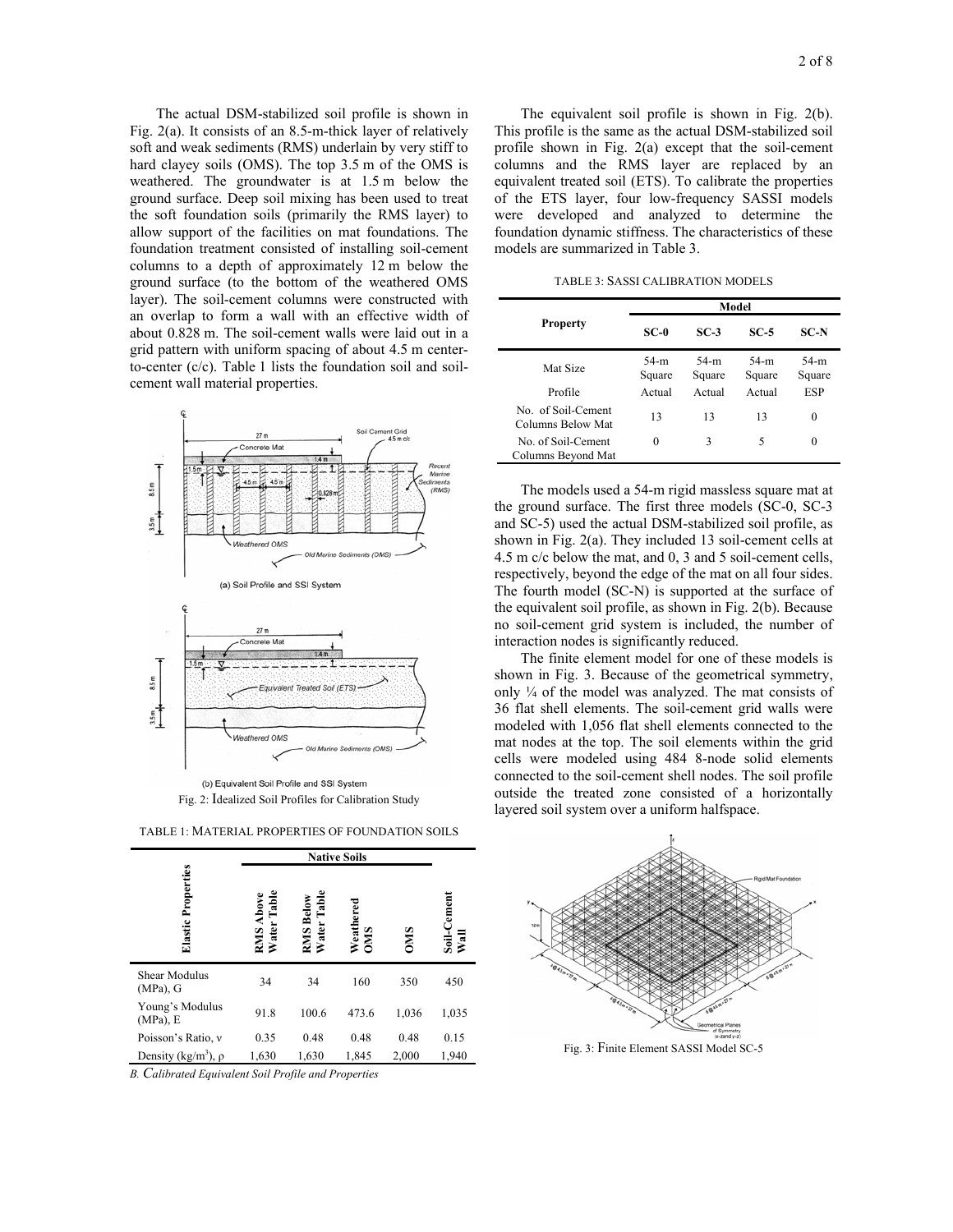The actual DSM-stabilized soil profile is shown in Fig. 2(a). It consists of an 8.5-m-thick layer of relatively soft and weak sediments (RMS) underlain by very stiff to hard clayey soils (OMS). The top 3.5 m of the OMS is weathered. The groundwater is at 1.5 m below the ground surface. Deep soil mixing has been used to treat the soft foundation soils (primarily the RMS layer) to allow support of the facilities on mat foundations. The foundation treatment consisted of installing soil-cement columns to a depth of approximately 12 m below the ground surface (to the bottom of the weathered OMS layer). The soil-cement columns were constructed with an overlap to form a wall with an effective width of about 0.828 m. The soil-cement walls were laid out in a grid pattern with uniform spacing of about 4.5 m center-to-center (c/c). Table 1 lists the foundation soil and soil-cement wall material properties.

Fig. 2: Idealized Soil Profiles for Calibration Study

TABLE 1: MATERIAL PROPERTIES OF FOUNDATION SOILS

| Elastic Properties | Native Soils | | | | Soil-Cement Wall |
|---|---|---|---|---|---|
| | RMS Above Water Table | RMS Below Water Table | Weathered OMS | OMS | |
| Shear Modulus (MPa), G | 34 | 34 | 160 | 350 | 450 |
| Young's Modulus (MPa), E | 91.8 | 100.6 | 473.6 | 1,036 | 1,035 |
| Poisson's Ratio, ν | 0.35 | 0.48 | 0.48 | 0.48 | 0.15 |
| Density (kg/m$^3$), ρ | 1,630 | 1,630 | 1,845 | 2,000 | 1,940 |

*B. Calibrated Equivalent Soil Profile and Properties*

The equivalent soil profile is shown in Fig. 2(b). This profile is the same as the actual DSM-stabilized soil profile shown in Fig. 2(a) except that the soil-cement columns and the RMS layer are replaced by an equivalent treated soil (ETS). To calibrate the properties of the ETS layer, four low-frequency SASSI models were developed and analyzed to determine the foundation dynamic stiffness. The characteristics of these models are summarized in Table 3.

TABLE 3: SASSI CALIBRATION MODELS

| Property | Model | | | |
|---|---|---|---|---|
| | SC-0 | SC-3 | SC-5 | SC-N |
| Mat Size | 54-m Square | 54-m Square | 54-m Square | 54-m Square |
| Profile | Actual | Actual | Actual | ESP |
| No. of Soil-Cement Columns Below Mat | 13 | 13 | 13 | 0 |
| No. of Soil-Cement Columns Beyond Mat | 0 | 3 | 5 | 0 |

The models used a 54-m rigid massless square mat at the ground surface. The first three models (SC-0, SC-3 and SC-5) used the actual DSM-stabilized soil profile, as shown in Fig. 2(a). They included 13 soil-cement cells at 4.5 m c/c below the mat, and 0, 3 and 5 soil-cement cells, respectively, beyond the edge of the mat on all four sides. The fourth model (SC-N) is supported at the surface of the equivalent soil profile, as shown in Fig. 2(b). Because no soil-cement grid system is included, the number of interaction nodes is significantly reduced.

The finite element model for one of these models is shown in Fig. 3. Because of the geometrical symmetry, only ¼ of the model was analyzed. The mat consists of 36 flat shell elements. The soil-cement grid walls were modeled with 1,056 flat shell elements connected to the mat nodes at the top. The soil elements within the grid cells were modeled using 484 8-node solid elements connected to the soil-cement shell nodes. The soil profile outside the treated zone consisted of a horizontally layered soil system over a uniform halfspace.

Fig. 3: Finite Element SASSI Model SC-5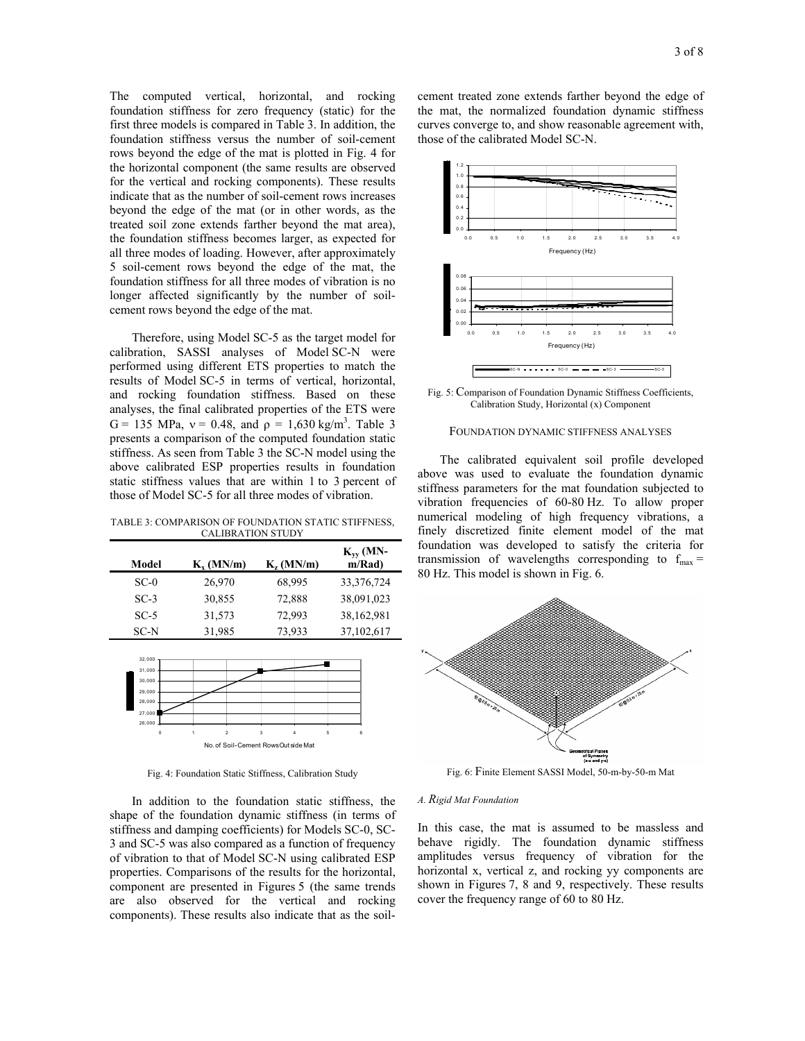The computed vertical, horizontal, and rocking foundation stiffness for zero frequency (static) for the first three models is compared in Table 3. In addition, the foundation stiffness versus the number of soil-cement rows beyond the edge of the mat is plotted in Fig. 4 for the horizontal component (the same results are observed for the vertical and rocking components). These results indicate that as the number of soil-cement rows increases beyond the edge of the mat (or in other words, as the treated soil zone extends farther beyond the mat area), the foundation stiffness becomes larger, as expected for all three modes of loading. However, after approximately 5 soil-cement rows beyond the edge of the mat, the foundation stiffness for all three modes of vibration is no longer affected significantly by the number of soil-cement rows beyond the edge of the mat.

Therefore, using Model SC-5 as the target model for calibration, SASSI analyses of Model SC-N were performed using different ETS properties to match the results of Model SC-5 in terms of vertical, horizontal, and rocking foundation stiffness. Based on these analyses, the final calibrated properties of the ETS were G = 135 MPa, $\nu = 0.48$, and $\rho = 1{,}630$ kg/m$^3$. Table 3 presents a comparison of the computed foundation static stiffness. As seen from Table 3 the SC-N model using the above calibrated ESP properties results in foundation static stiffness values that are within 1 to 3 percent of those of Model SC-5 for all three modes of vibration.

TABLE 3: COMPARISON OF FOUNDATION STATIC STIFFNESS, CALIBRATION STUDY

| Model | $K_x$ (MN/m) | $K_z$ (MN/m) | $K_{yy}$ (MN-m/Rad) |
|---|---|---|---|
| SC-0 | 26,970 | 68,995 | 33,376,724 |
| SC-3 | 30,855 | 72,888 | 38,091,023 |
| SC-5 | 31,573 | 72,993 | 38,162,981 |
| SC-N | 31,985 | 73,933 | 37,102,617 |

Fig. 4: Foundation Static Stiffness, Calibration Study

In addition to the foundation static stiffness, the shape of the foundation dynamic stiffness (in terms of stiffness and damping coefficients) for Models SC-0, SC-3 and SC-5 was also compared as a function of frequency of vibration to that of Model SC-N using calibrated ESP properties. Comparisons of the results for the horizontal, component are presented in Figures 5 (the same trends are also observed for the vertical and rocking components). These results also indicate that as the soil-cement treated zone extends farther beyond the edge of the mat, the normalized foundation dynamic stiffness curves converge to, and show reasonable agreement with, those of the calibrated Model SC-N.

Fig. 5: Comparison of Foundation Dynamic Stiffness Coefficients, Calibration Study, Horizontal (x) Component

## FOUNDATION DYNAMIC STIFFNESS ANALYSES

The calibrated equivalent soil profile developed above was used to evaluate the foundation dynamic stiffness parameters for the mat foundation subjected to vibration frequencies of 60-80 Hz. To allow proper numerical modeling of high frequency vibrations, a finely discretized finite element model of the mat foundation was developed to satisfy the criteria for transmission of wavelengths corresponding to $f_{max}$ = 80 Hz. This model is shown in Fig. 6.

Fig. 6: Finite Element SASSI Model, 50-m-by-50-m Mat

### *A. Rigid Mat Foundation*

In this case, the mat is assumed to be massless and behave rigidly. The foundation dynamic stiffness amplitudes versus frequency of vibration for the horizontal x, vertical z, and rocking yy components are shown in Figures 7, 8 and 9, respectively. These results cover the frequency range of 60 to 80 Hz.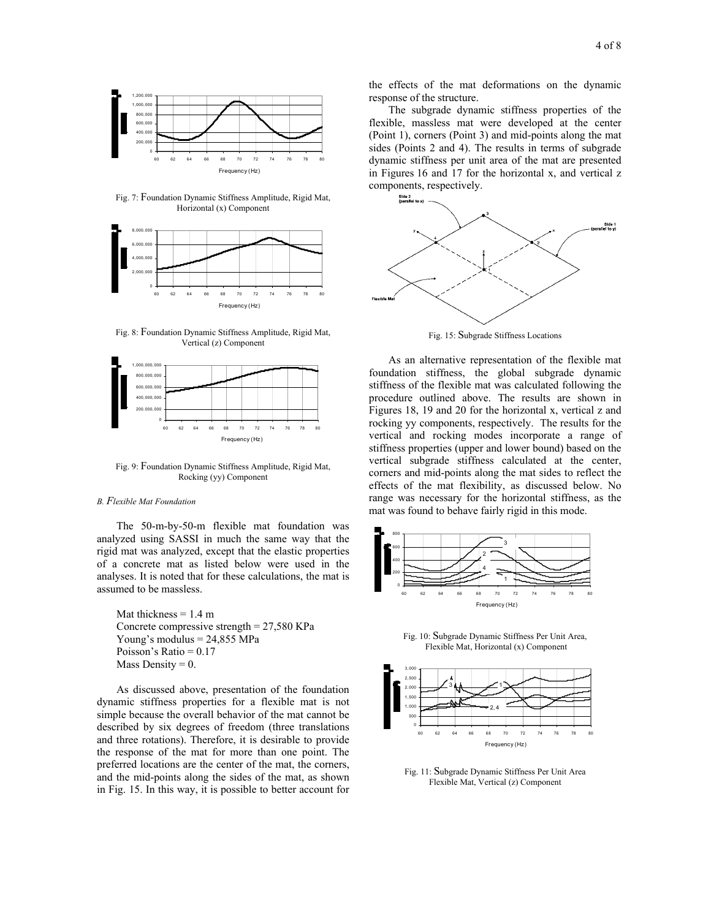Fig. 7: Foundation Dynamic Stiffness Amplitude, Rigid Mat, Horizontal (x) Component

Fig. 8: Foundation Dynamic Stiffness Amplitude, Rigid Mat, Vertical (z) Component

Fig. 9: Foundation Dynamic Stiffness Amplitude, Rigid Mat, Rocking (yy) Component

### *B. Flexible Mat Foundation*

The 50-m-by-50-m flexible mat foundation was analyzed using SASSI in much the same way that the rigid mat was analyzed, except that the elastic properties of a concrete mat as listed below were used in the analyses. It is noted that for these calculations, the mat is assumed to be massless.

Mat thickness = 1.4 m
Concrete compressive strength = 27,580 KPa
Young's modulus = 24,855 MPa
Poisson's Ratio = 0.17
Mass Density = 0.

As discussed above, presentation of the foundation dynamic stiffness properties for a flexible mat is not simple because the overall behavior of the mat cannot be described by six degrees of freedom (three translations and three rotations). Therefore, it is desirable to provide the response of the mat for more than one point. The preferred locations are the center of the mat, the corners, and the mid-points along the sides of the mat, as shown in Fig. 15. In this way, it is possible to better account for the effects of the mat deformations on the dynamic response of the structure.

The subgrade dynamic stiffness properties of the flexible, massless mat were developed at the center (Point 1), corners (Point 3) and mid-points along the mat sides (Points 2 and 4). The results in terms of subgrade dynamic stiffness per unit area of the mat are presented in Figures 16 and 17 for the horizontal x, and vertical z components, respectively.

Fig. 15: Subgrade Stiffness Locations

As an alternative representation of the flexible mat foundation stiffness, the global subgrade dynamic stiffness of the flexible mat was calculated following the procedure outlined above. The results are shown in Figures 18, 19 and 20 for the horizontal x, vertical z and rocking yy components, respectively. The results for the vertical and rocking modes incorporate a range of stiffness properties (upper and lower bound) based on the vertical subgrade stiffness calculated at the center, corners and mid-points along the mat sides to reflect the effects of the mat flexibility, as discussed below. No range was necessary for the horizontal stiffness, as the mat was found to behave fairly rigid in this mode.

Fig. 10: Subgrade Dynamic Stiffness Per Unit Area, Flexible Mat, Horizontal (x) Component

Fig. 11: Subgrade Dynamic Stiffness Per Unit Area Flexible Mat, Vertical (z) Component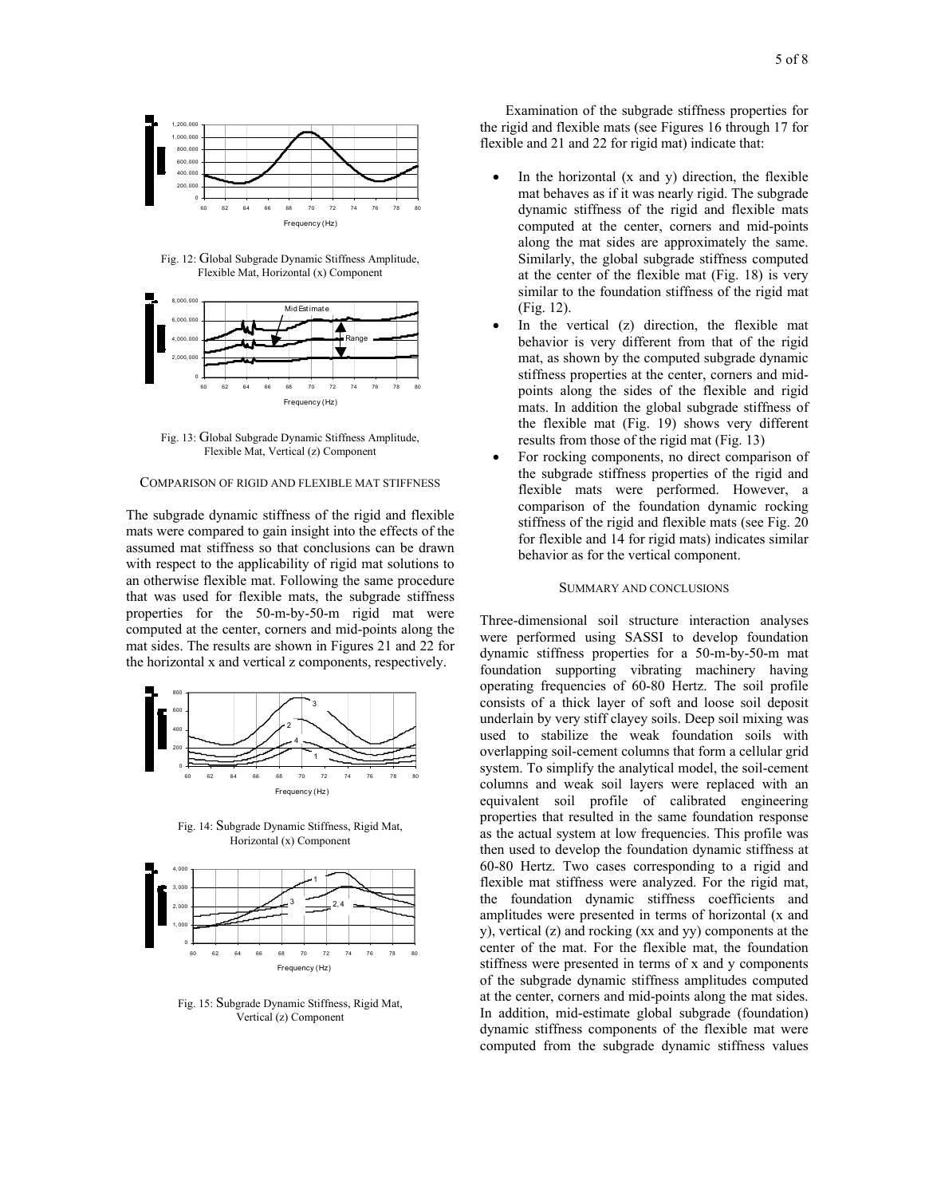Fig. 12: Global Subgrade Dynamic Stiffness Amplitude, Flexible Mat, Horizontal (x) Component

Fig. 13: Global Subgrade Dynamic Stiffness Amplitude, Flexible Mat, Vertical (z) Component

COMPARISON OF RIGID AND FLEXIBLE MAT STIFFNESS

The subgrade dynamic stiffness of the rigid and flexible mats were compared to gain insight into the effects of the assumed mat stiffness so that conclusions can be drawn with respect to the applicability of rigid mat solutions to an otherwise flexible mat. Following the same procedure that was used for flexible mats, the subgrade stiffness properties for the 50-m-by-50-m rigid mat were computed at the center, corners and mid-points along the mat sides. The results are shown in Figures 21 and 22 for the horizontal x and vertical z components, respectively.

Fig. 14: Subgrade Dynamic Stiffness, Rigid Mat, Horizontal (x) Component

Fig. 15: Subgrade Dynamic Stiffness, Rigid Mat, Vertical (z) Component

Examination of the subgrade stiffness properties for the rigid and flexible mats (see Figures 16 through 17 for flexible and 21 and 22 for rigid mat) indicate that:

- In the horizontal (x and y) direction, the flexible mat behaves as if it was nearly rigid. The subgrade dynamic stiffness of the rigid and flexible mats computed at the center, corners and mid-points along the mat sides are approximately the same. Similarly, the global subgrade stiffness computed at the center of the flexible mat (Fig. 18) is very similar to the foundation stiffness of the rigid mat (Fig. 12).
- In the vertical (z) direction, the flexible mat behavior is very different from that of the rigid mat, as shown by the computed subgrade dynamic stiffness properties at the center, corners and mid-points along the sides of the flexible and rigid mats. In addition the global subgrade stiffness of the flexible mat (Fig. 19) shows very different results from those of the rigid mat (Fig. 13)
- For rocking components, no direct comparison of the subgrade stiffness properties of the rigid and flexible mats were performed. However, a comparison of the foundation dynamic rocking stiffness of the rigid and flexible mats (see Fig. 20 for flexible and 14 for rigid mats) indicates similar behavior as for the vertical component.

SUMMARY AND CONCLUSIONS

Three-dimensional soil structure interaction analyses were performed using SASSI to develop foundation dynamic stiffness properties for a 50-m-by-50-m mat foundation supporting vibrating machinery having operating frequencies of 60-80 Hertz. The soil profile consists of a thick layer of soft and loose soil deposit underlain by very stiff clayey soils. Deep soil mixing was used to stabilize the weak foundation soils with overlapping soil-cement columns that form a cellular grid system. To simplify the analytical model, the soil-cement columns and weak soil layers were replaced with an equivalent soil profile of calibrated engineering properties that resulted in the same foundation response as the actual system at low frequencies. This profile was then used to develop the foundation dynamic stiffness at 60-80 Hertz. Two cases corresponding to a rigid and flexible mat stiffness were analyzed. For the rigid mat, the foundation dynamic stiffness coefficients and amplitudes were presented in terms of horizontal (x and y), vertical (z) and rocking (xx and yy) components at the center of the mat. For the flexible mat, the foundation stiffness were presented in terms of x and y components of the subgrade dynamic stiffness amplitudes computed at the center, corners and mid-points along the mat sides. In addition, mid-estimate global subgrade (foundation) dynamic stiffness components of the flexible mat were computed from the subgrade dynamic stiffness values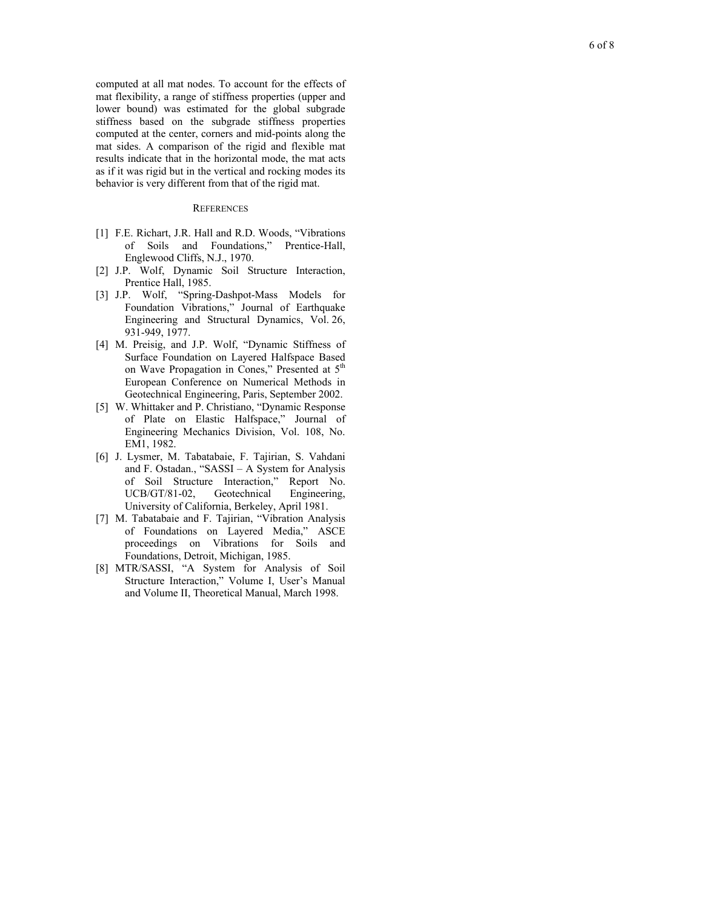computed at all mat nodes. To account for the effects of mat flexibility, a range of stiffness properties (upper and lower bound) was estimated for the global subgrade stiffness based on the subgrade stiffness properties computed at the center, corners and mid-points along the mat sides. A comparison of the rigid and flexible mat results indicate that in the horizontal mode, the mat acts as if it was rigid but in the vertical and rocking modes its behavior is very different from that of the rigid mat.

## REFERENCES

[1] F.E. Richart, J.R. Hall and R.D. Woods, "Vibrations of Soils and Foundations," Prentice-Hall, Englewood Cliffs, N.J., 1970.

[2] J.P. Wolf, Dynamic Soil Structure Interaction, Prentice Hall, 1985.

[3] J.P. Wolf, "Spring-Dashpot-Mass Models for Foundation Vibrations," Journal of Earthquake Engineering and Structural Dynamics, Vol. 26, 931-949, 1977.

[4] M. Preisig, and J.P. Wolf, "Dynamic Stiffness of Surface Foundation on Layered Halfspace Based on Wave Propagation in Cones," Presented at 5th European Conference on Numerical Methods in Geotechnical Engineering, Paris, September 2002.

[5] W. Whittaker and P. Christiano, "Dynamic Response of Plate on Elastic Halfspace," Journal of Engineering Mechanics Division, Vol. 108, No. EM1, 1982.

[6] J. Lysmer, M. Tabatabaie, F. Tajirian, S. Vahdani and F. Ostadan., "SASSI – A System for Analysis of Soil Structure Interaction," Report No. UCB/GT/81-02, Geotechnical Engineering, University of California, Berkeley, April 1981.

[7] M. Tabatabaie and F. Tajirian, "Vibration Analysis of Foundations on Layered Media," ASCE proceedings on Vibrations for Soils and Foundations, Detroit, Michigan, 1985.

[8] MTR/SASSI, "A System for Analysis of Soil Structure Interaction," Volume I, User's Manual and Volume II, Theoretical Manual, March 1998.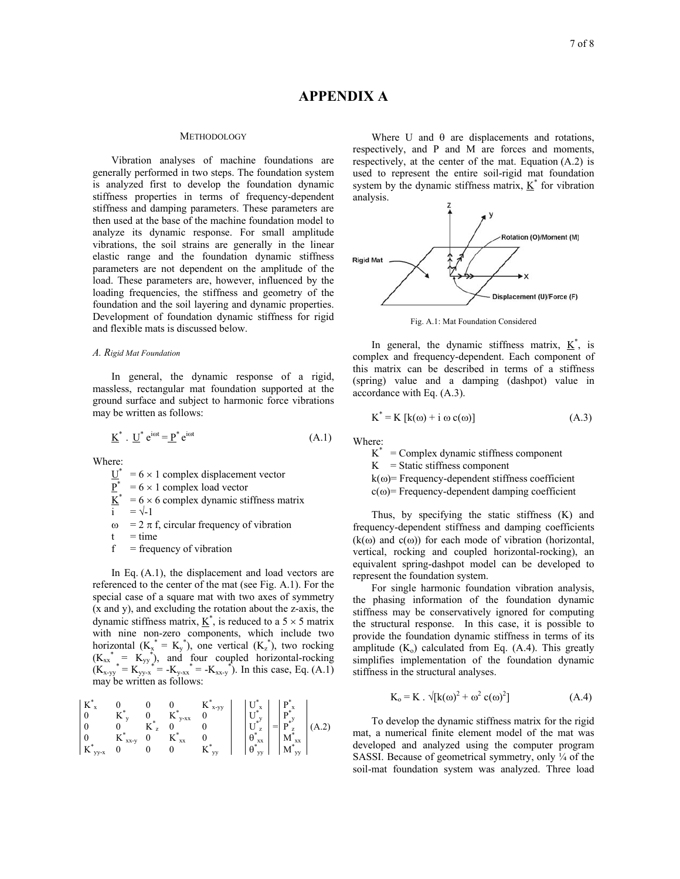# APPENDIX A

## Methodology

Vibration analyses of machine foundations are generally performed in two steps. The foundation system is analyzed first to develop the foundation dynamic stiffness properties in terms of frequency-dependent stiffness and damping parameters. These parameters are then used at the base of the machine foundation model to analyze its dynamic response. For small amplitude vibrations, the soil strains are generally in the linear elastic range and the foundation dynamic stiffness parameters are not dependent on the amplitude of the load. These parameters are, however, influenced by the loading frequencies, the stiffness and geometry of the foundation and the soil layering and dynamic properties. Development of foundation dynamic stiffness for rigid and flexible mats is discussed below.

### *A. Rigid Mat Foundation*

In general, the dynamic response of a rigid, massless, rectangular mat foundation supported at the ground surface and subject to harmonic force vibrations may be written as follows:

$$\underline{K}^* \cdot \underline{U}^* e^{i\omega t} = \underline{P}^* e^{i\omega t} \tag{A.1}$$

Where:

- $\underline{U}^*$ = 6 × 1 complex displacement vector
- $\underline{P}^*$ = 6 × 1 complex load vector
- $\underline{K}^*$ = 6 × 6 complex dynamic stiffness matrix
- $i$ = $\sqrt{-1}$
- $\omega$ = $2\pi f$, circular frequency of vibration
- $t$ = time
- $f$ = frequency of vibration

In Eq. (A.1), the displacement and load vectors are referenced to the center of the mat (see Fig. A.1). For the special case of a square mat with two axes of symmetry (x and y), and excluding the rotation about the z-axis, the dynamic stiffness matrix, $\underline{K}^*$, is reduced to a 5 × 5 matrix with nine non-zero components, which include two horizontal ($K_x^* = K_y^*$), one vertical ($K_z^*$), two rocking ($K_{xx}^* = K_{yy}^*$), and four coupled horizontal-rocking ($K_{x\text{-}yy}^* = K_{yy\text{-}x}^* = -K_{y\text{-}xx}^* = -K_{xx\text{-}y}^*$). In this case, Eq. (A.1) may be written as follows:

$$\begin{vmatrix} K^*_x & 0 & 0 & 0 & K^*_{x\text{-}yy} \\ 0 & K^*_y & 0 & K^*_{y\text{-}xx} & 0 \\ 0 & 0 & K^*_z & 0 & 0 \\ 0 & K^*_{xx\text{-}y} & 0 & K^*_{xx} & 0 \\ K^*_{yy\text{-}x} & 0 & 0 & 0 & K^*_{yy} \end{vmatrix} \begin{vmatrix} U^*_x \\ U^*_y \\ U^*_z \\ \theta^*_{xx} \\ \theta^*_{yy} \end{vmatrix} = \begin{vmatrix} P^*_x \\ P^*_y \\ P^*_z \\ M^*_{xx} \\ M^*_{yy} \end{vmatrix} \tag{A.2}$$

Where U and θ are displacements and rotations, respectively, and P and M are forces and moments, respectively, at the center of the mat. Equation (A.2) is used to represent the entire soil-rigid mat foundation system by the dynamic stiffness matrix, $\underline{K}^*$ for vibration analysis.

Fig. A.1: Mat Foundation Considered

In general, the dynamic stiffness matrix, $\underline{K}^*$, is complex and frequency-dependent. Each component of this matrix can be described in terms of a stiffness (spring) value and a damping (dashpot) value in accordance with Eq. (A.3).

$$K^* = K\,[k(\omega) + i\,\omega\,c(\omega)] \tag{A.3}$$

Where:

- $K^*$ = Complex dynamic stiffness component
- $K$ = Static stiffness component
- $k(\omega)$ = Frequency-dependent stiffness coefficient
- $c(\omega)$ = Frequency-dependent damping coefficient

Thus, by specifying the static stiffness (K) and frequency-dependent stiffness and damping coefficients ($k(\omega)$ and $c(\omega)$) for each mode of vibration (horizontal, vertical, rocking and coupled horizontal-rocking), an equivalent spring-dashpot model can be developed to represent the foundation system.

For single harmonic foundation vibration analysis, the phasing information of the foundation dynamic stiffness may be conservatively ignored for computing the structural response. In this case, it is possible to provide the foundation dynamic stiffness in terms of its amplitude ($K_o$) calculated from Eq. (A.4). This greatly simplifies implementation of the foundation dynamic stiffness in the structural analyses.

$$K_o = K \cdot \sqrt{[k(\omega)^2 + \omega^2\,c(\omega)^2]} \tag{A.4}$$

To develop the dynamic stiffness matrix for the rigid mat, a numerical finite element model of the mat was developed and analyzed using the computer program SASSI. Because of geometrical symmetry, only ¼ of the soil-mat foundation system was analyzed. Three load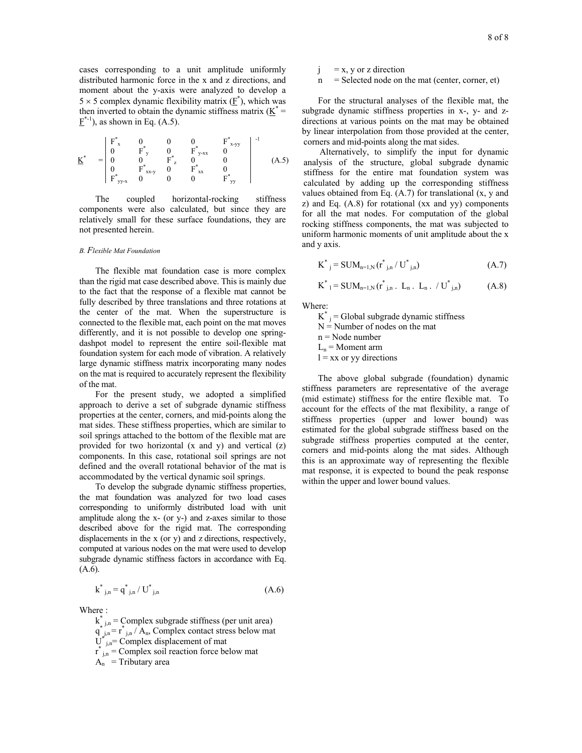cases corresponding to a unit amplitude uniformly distributed harmonic force in the x and z directions, and moment about the y-axis were analyzed to develop a $5 \times 5$ complex dynamic flexibility matrix ($\underline{F}^*$), which was then inverted to obtain the dynamic stiffness matrix ($\underline{K}^* = \underline{F}^{*-1}$), as shown in Eq. (A.5).

$$\underline{K}^* = \begin{vmatrix} F^*_x & 0 & 0 & 0 & F^*_{x\text{-}yy} \\ 0 & F^*_y & 0 & F^*_{y\text{-}xx} & 0 \\ 0 & 0 & F^*_z & 0 & 0 \\ 0 & F^*_{xx\text{-}y} & 0 & F^*_{xx} & 0 \\ F^*_{yy\text{-}x} & 0 & 0 & 0 & F^*_{yy} \end{vmatrix}^{-1} \tag{A.5}$$

The coupled horizontal-rocking stiffness components were also calculated, but since they are relatively small for these surface foundations, they are not presented herein.

### *B. Flexible Mat Foundation*

The flexible mat foundation case is more complex than the rigid mat case described above. This is mainly due to the fact that the response of a flexible mat cannot be fully described by three translations and three rotations at the center of the mat. When the superstructure is connected to the flexible mat, each point on the mat moves differently, and it is not possible to develop one spring-dashpot model to represent the entire soil-flexible mat foundation system for each mode of vibration. A relatively large dynamic stiffness matrix incorporating many nodes on the mat is required to accurately represent the flexibility of the mat.

For the present study, we adopted a simplified approach to derive a set of subgrade dynamic stiffness properties at the center, corners, and mid-points along the mat sides. These stiffness properties, which are similar to soil springs attached to the bottom of the flexible mat are provided for two horizontal (x and y) and vertical (z) components. In this case, rotational soil springs are not defined and the overall rotational behavior of the mat is accommodated by the vertical dynamic soil springs.

To develop the subgrade dynamic stiffness properties, the mat foundation was analyzed for two load cases corresponding to uniformly distributed load with unit amplitude along the x- (or y-) and z-axes similar to those described above for the rigid mat. The corresponding displacements in the x (or y) and z directions, respectively, computed at various nodes on the mat were used to develop subgrade dynamic stiffness factors in accordance with Eq. (A.6).

$$k^*_{j,n} = q^*_{j,n} / U^*_{j,n} \tag{A.6}$$

Where :

$k^*_{j,n}$ = Complex subgrade stiffness (per unit area)
$q^*_{j,n} = r^*_{j,n} / A_n$, Complex contact stress below mat
$U^*_{j,n}$ = Complex displacement of mat
$r^*_{j,n}$ = Complex soil reaction force below mat
$A_n$ = Tributary area
$j$ = x, y or z direction
$n$ = Selected node on the mat (center, corner, et)

For the structural analyses of the flexible mat, the subgrade dynamic stiffness properties in x-, y- and z-directions at various points on the mat may be obtained by linear interpolation from those provided at the center, corners and mid-points along the mat sides.

Alternatively, to simplify the input for dynamic analysis of the structure, global subgrade dynamic stiffness for the entire mat foundation system was calculated by adding up the corresponding stiffness values obtained from Eq. (A.7) for translational (x, y and z) and Eq. (A.8) for rotational (xx and yy) components for all the mat nodes. For computation of the global rocking stiffness components, the mat was subjected to uniform harmonic moments of unit amplitude about the x and y axis.

$$K^*_j = \text{SUM}_{n=1,N} (r^*_{j,n} / U^*_{j,n}) \tag{A.7}$$

$$K^*_l = \text{SUM}_{n=1,N} (r^*_{j,n} \,.\, L_n \,.\, L_n \,.\, / U^*_{j,n}) \tag{A.8}$$

Where:

$K^*_j$ = Global subgrade dynamic stiffness
$N$ = Number of nodes on the mat
$n$ = Node number
$L_n$ = Moment arm
$l$ = xx or yy directions

The above global subgrade (foundation) dynamic stiffness parameters are representative of the average (mid estimate) stiffness for the entire flexible mat. To account for the effects of the mat flexibility, a range of stiffness properties (upper and lower bound) was estimated for the global subgrade stiffness based on the subgrade stiffness properties computed at the center, corners and mid-points along the mat sides. Although this is an approximate way of representing the flexible mat response, it is expected to bound the peak response within the upper and lower bound values.